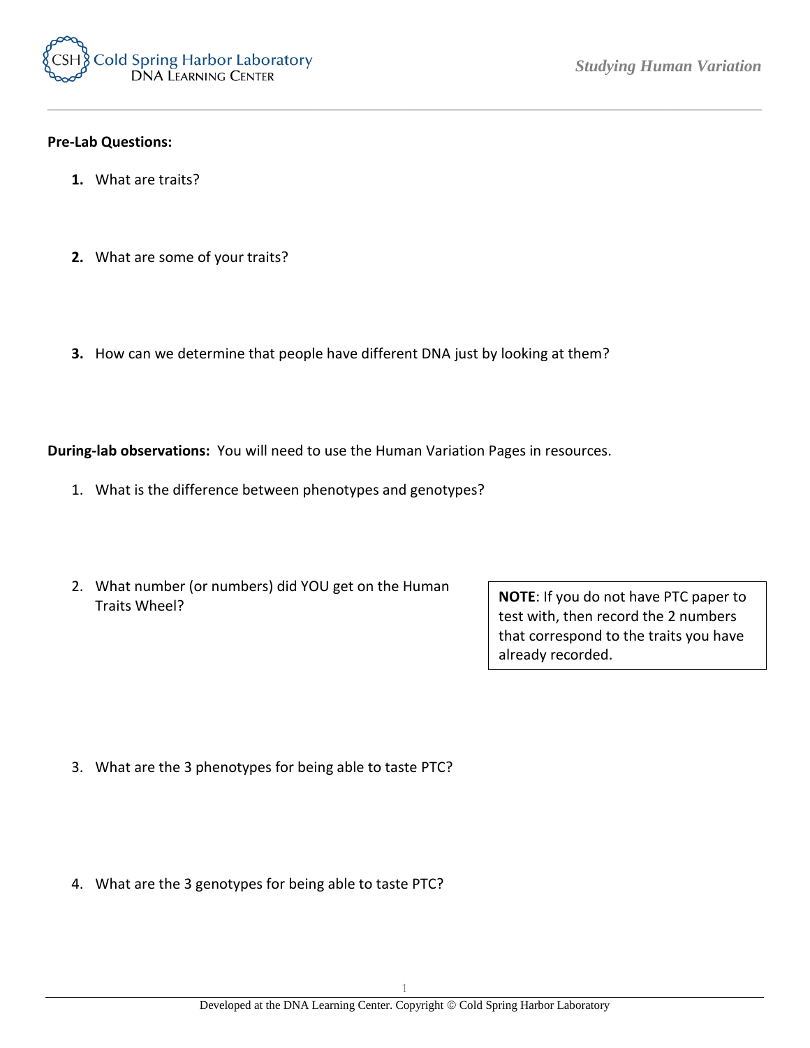**Pre-Lab Questions:**

1. What are traits?

2. What are some of your traits?

3. How can we determine that people have different DNA just by looking at them?

**During-lab observations:** You will need to use the Human Variation Pages in resources.

1. What is the difference between phenotypes and genotypes?

2. What number (or numbers) did YOU get on the Human Traits Wheel?

> **NOTE**: If you do not have PTC paper to test with, then record the 2 numbers that correspond to the traits you have already recorded.

3. What are the 3 phenotypes for being able to taste PTC?

4. What are the 3 genotypes for being able to taste PTC?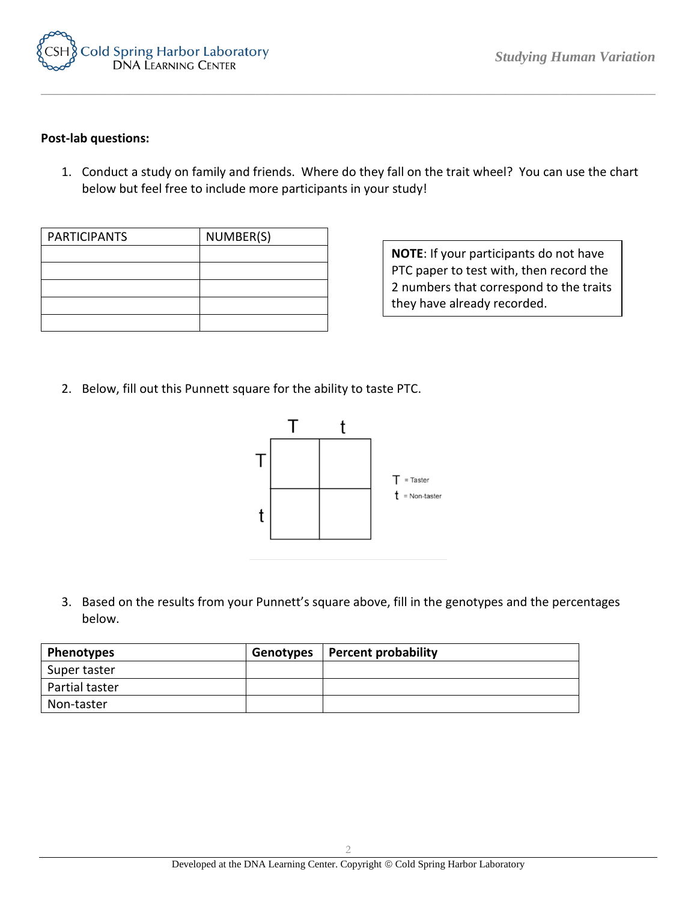**Post-lab questions:**

1. Conduct a study on family and friends. Where do they fall on the trait wheel? You can use the chart below but feel free to include more participants in your study!

| PARTICIPANTS | NUMBER(S) |
|---|---|
| | |
| | |
| | |
| | |
| | |

**NOTE**: If your participants do not have PTC paper to test with, then record the 2 numbers that correspond to the traits they have already recorded.

2. Below, fill out this Punnett square for the ability to taste PTC.

| | T | t |
|---|---|---|
| T | | |
| t | | |

T = Taster
t = Non-taster

3. Based on the results from your Punnett's square above, fill in the genotypes and the percentages below.

| Phenotypes | Genotypes | Percent probability |
|---|---|---|
| Super taster | | |
| Partial taster | | |
| Non-taster | | |